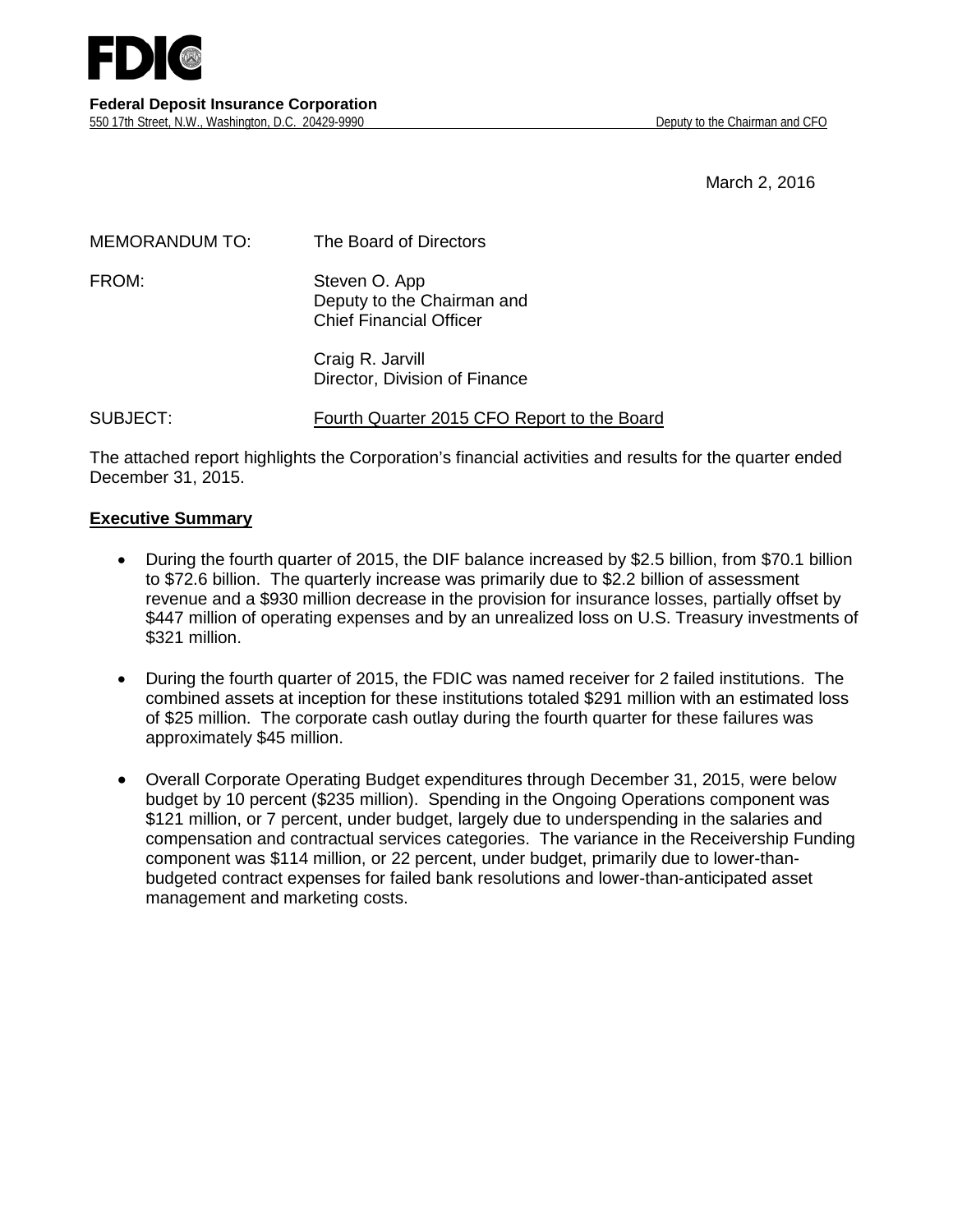# FDIC

**Federal Deposit Insurance Corporation**
550 17th Street, N.W., Washington, D.C. 20429-9990 Deputy to the Chairman and CFO

March 2, 2016

MEMORANDUM TO: The Board of Directors

FROM: Steven O. App
Deputy to the Chairman and
Chief Financial Officer

Craig R. Jarvill
Director, Division of Finance

SUBJECT: Fourth Quarter 2015 CFO Report to the Board

The attached report highlights the Corporation's financial activities and results for the quarter ended December 31, 2015.

## Executive Summary

- During the fourth quarter of 2015, the DIF balance increased by $2.5 billion, from $70.1 billion to $72.6 billion. The quarterly increase was primarily due to $2.2 billion of assessment revenue and a $930 million decrease in the provision for insurance losses, partially offset by $447 million of operating expenses and by an unrealized loss on U.S. Treasury investments of $321 million.

- During the fourth quarter of 2015, the FDIC was named receiver for 2 failed institutions. The combined assets at inception for these institutions totaled $291 million with an estimated loss of $25 million. The corporate cash outlay during the fourth quarter for these failures was approximately $45 million.

- Overall Corporate Operating Budget expenditures through December 31, 2015, were below budget by 10 percent ($235 million). Spending in the Ongoing Operations component was $121 million, or 7 percent, under budget, largely due to underspending in the salaries and compensation and contractual services categories. The variance in the Receivership Funding component was $114 million, or 22 percent, under budget, primarily due to lower-than-budgeted contract expenses for failed bank resolutions and lower-than-anticipated asset management and marketing costs.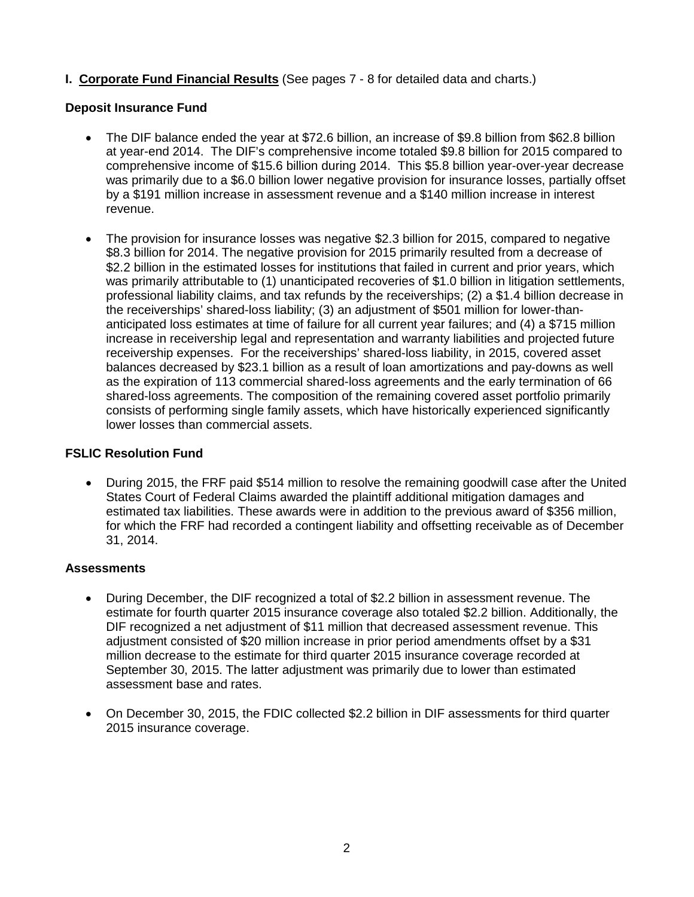## I. **Corporate Fund Financial Results** (See pages 7 - 8 for detailed data and charts.)

### Deposit Insurance Fund

- The DIF balance ended the year at $72.6 billion, an increase of $9.8 billion from $62.8 billion at year-end 2014. The DIF's comprehensive income totaled $9.8 billion for 2015 compared to comprehensive income of $15.6 billion during 2014. This $5.8 billion year-over-year decrease was primarily due to a $6.0 billion lower negative provision for insurance losses, partially offset by a $191 million increase in assessment revenue and a $140 million increase in interest revenue.

- The provision for insurance losses was negative $2.3 billion for 2015, compared to negative $8.3 billion for 2014. The negative provision for 2015 primarily resulted from a decrease of $2.2 billion in the estimated losses for institutions that failed in current and prior years, which was primarily attributable to (1) unanticipated recoveries of $1.0 billion in litigation settlements, professional liability claims, and tax refunds by the receiverships; (2) a $1.4 billion decrease in the receiverships' shared-loss liability; (3) an adjustment of $501 million for lower-than-anticipated loss estimates at time of failure for all current year failures; and (4) a $715 million increase in receivership legal and representation and warranty liabilities and projected future receivership expenses. For the receiverships' shared-loss liability, in 2015, covered asset balances decreased by $23.1 billion as a result of loan amortizations and pay-downs as well as the expiration of 113 commercial shared-loss agreements and the early termination of 66 shared-loss agreements. The composition of the remaining covered asset portfolio primarily consists of performing single family assets, which have historically experienced significantly lower losses than commercial assets.

### FSLIC Resolution Fund

- During 2015, the FRF paid $514 million to resolve the remaining goodwill case after the United States Court of Federal Claims awarded the plaintiff additional mitigation damages and estimated tax liabilities. These awards were in addition to the previous award of $356 million, for which the FRF had recorded a contingent liability and offsetting receivable as of December 31, 2014.

### Assessments

- During December, the DIF recognized a total of $2.2 billion in assessment revenue. The estimate for fourth quarter 2015 insurance coverage also totaled $2.2 billion. Additionally, the DIF recognized a net adjustment of $11 million that decreased assessment revenue. This adjustment consisted of $20 million increase in prior period amendments offset by a $31 million decrease to the estimate for third quarter 2015 insurance coverage recorded at September 30, 2015. The latter adjustment was primarily due to lower than estimated assessment base and rates.

- On December 30, 2015, the FDIC collected $2.2 billion in DIF assessments for third quarter 2015 insurance coverage.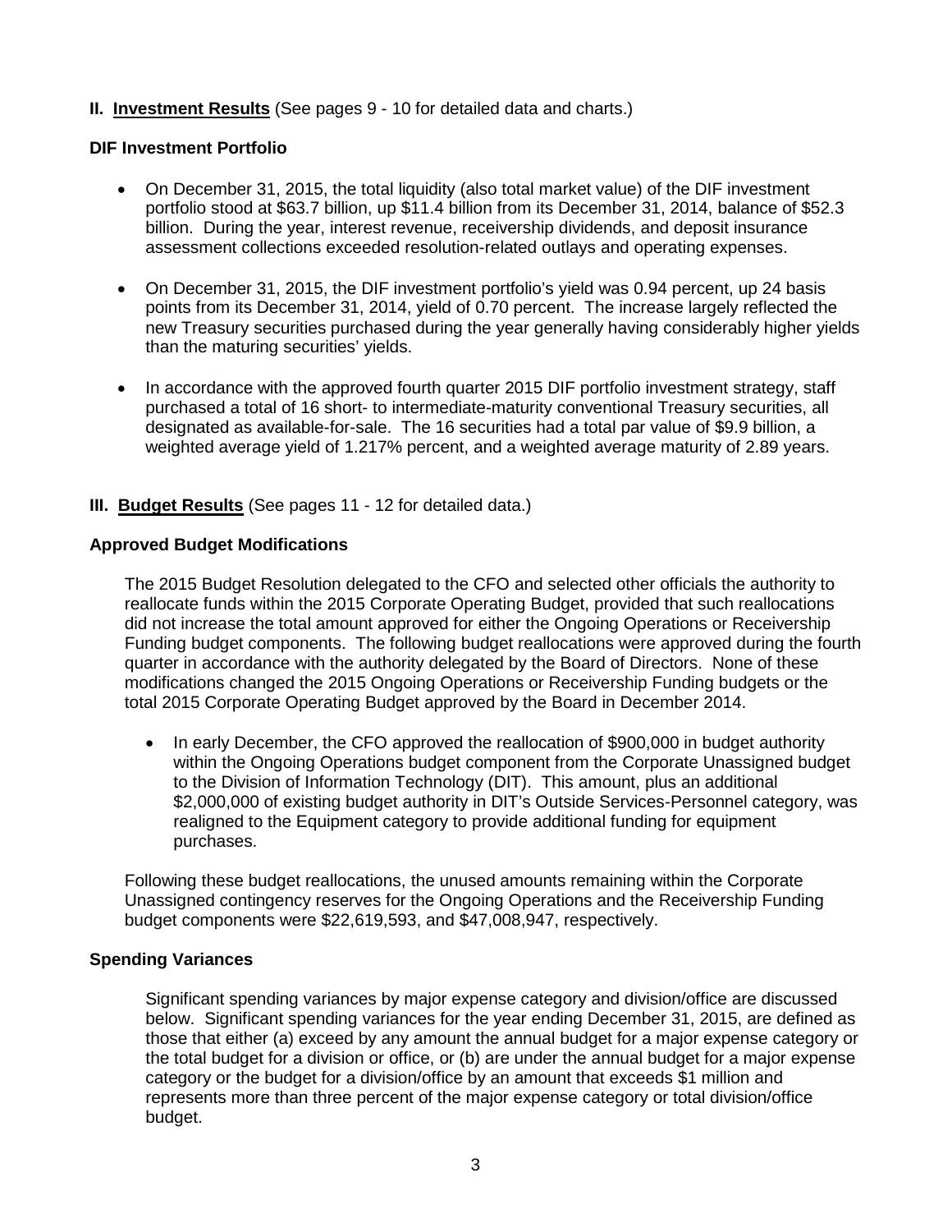**II. Investment Results** (See pages 9 - 10 for detailed data and charts.)

**DIF Investment Portfolio**

- On December 31, 2015, the total liquidity (also total market value) of the DIF investment portfolio stood at $63.7 billion, up $11.4 billion from its December 31, 2014, balance of $52.3 billion. During the year, interest revenue, receivership dividends, and deposit insurance assessment collections exceeded resolution-related outlays and operating expenses.
- On December 31, 2015, the DIF investment portfolio's yield was 0.94 percent, up 24 basis points from its December 31, 2014, yield of 0.70 percent. The increase largely reflected the new Treasury securities purchased during the year generally having considerably higher yields than the maturing securities' yields.
- In accordance with the approved fourth quarter 2015 DIF portfolio investment strategy, staff purchased a total of 16 short- to intermediate-maturity conventional Treasury securities, all designated as available-for-sale. The 16 securities had a total par value of $9.9 billion, a weighted average yield of 1.217% percent, and a weighted average maturity of 2.89 years.

**III. Budget Results** (See pages 11 - 12 for detailed data.)

**Approved Budget Modifications**

The 2015 Budget Resolution delegated to the CFO and selected other officials the authority to reallocate funds within the 2015 Corporate Operating Budget, provided that such reallocations did not increase the total amount approved for either the Ongoing Operations or Receivership Funding budget components. The following budget reallocations were approved during the fourth quarter in accordance with the authority delegated by the Board of Directors. None of these modifications changed the 2015 Ongoing Operations or Receivership Funding budgets or the total 2015 Corporate Operating Budget approved by the Board in December 2014.

- In early December, the CFO approved the reallocation of $900,000 in budget authority within the Ongoing Operations budget component from the Corporate Unassigned budget to the Division of Information Technology (DIT). This amount, plus an additional $2,000,000 of existing budget authority in DIT's Outside Services-Personnel category, was realigned to the Equipment category to provide additional funding for equipment purchases.

Following these budget reallocations, the unused amounts remaining within the Corporate Unassigned contingency reserves for the Ongoing Operations and the Receivership Funding budget components were $22,619,593, and $47,008,947, respectively.

**Spending Variances**

Significant spending variances by major expense category and division/office are discussed below. Significant spending variances for the year ending December 31, 2015, are defined as those that either (a) exceed by any amount the annual budget for a major expense category or the total budget for a division or office, or (b) are under the annual budget for a major expense category or the budget for a division/office by an amount that exceeds $1 million and represents more than three percent of the major expense category or total division/office budget.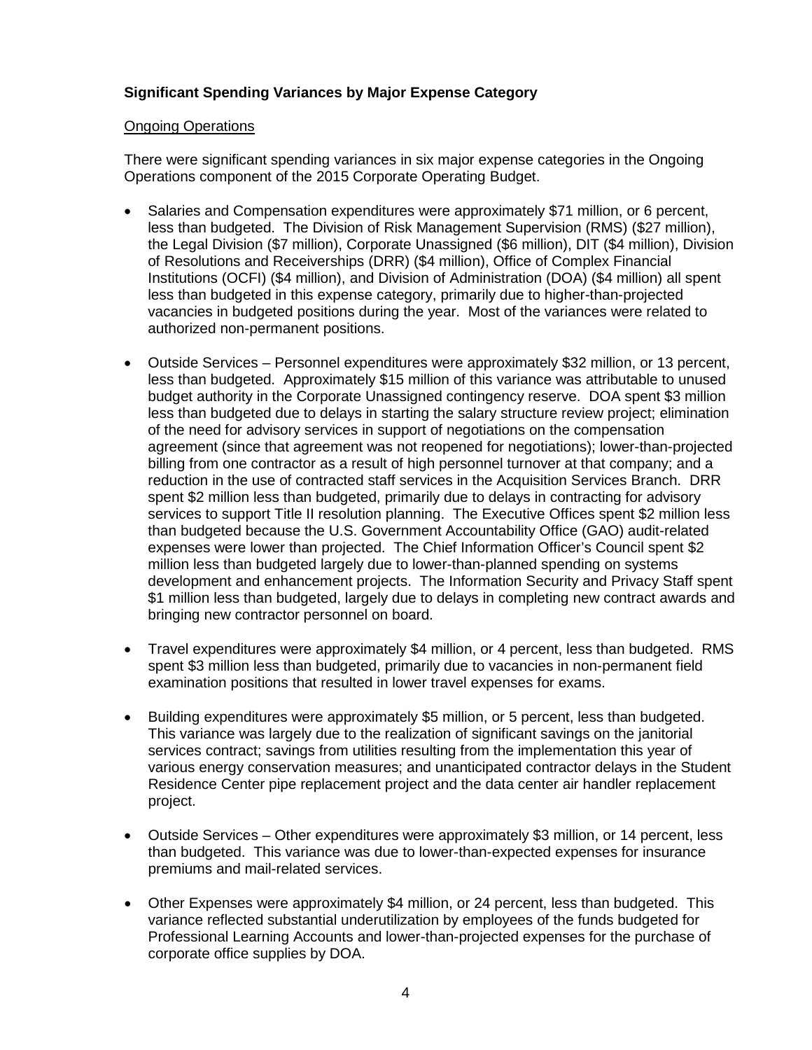**Significant Spending Variances by Major Expense Category**

Ongoing Operations

There were significant spending variances in six major expense categories in the Ongoing Operations component of the 2015 Corporate Operating Budget.

- Salaries and Compensation expenditures were approximately $71 million, or 6 percent, less than budgeted. The Division of Risk Management Supervision (RMS) ($27 million), the Legal Division ($7 million), Corporate Unassigned ($6 million), DIT ($4 million), Division of Resolutions and Receiverships (DRR) ($4 million), Office of Complex Financial Institutions (OCFI) ($4 million), and Division of Administration (DOA) ($4 million) all spent less than budgeted in this expense category, primarily due to higher-than-projected vacancies in budgeted positions during the year. Most of the variances were related to authorized non-permanent positions.

- Outside Services – Personnel expenditures were approximately $32 million, or 13 percent, less than budgeted. Approximately $15 million of this variance was attributable to unused budget authority in the Corporate Unassigned contingency reserve. DOA spent $3 million less than budgeted due to delays in starting the salary structure review project; elimination of the need for advisory services in support of negotiations on the compensation agreement (since that agreement was not reopened for negotiations); lower-than-projected billing from one contractor as a result of high personnel turnover at that company; and a reduction in the use of contracted staff services in the Acquisition Services Branch. DRR spent $2 million less than budgeted, primarily due to delays in contracting for advisory services to support Title II resolution planning. The Executive Offices spent $2 million less than budgeted because the U.S. Government Accountability Office (GAO) audit-related expenses were lower than projected. The Chief Information Officer's Council spent $2 million less than budgeted largely due to lower-than-planned spending on systems development and enhancement projects. The Information Security and Privacy Staff spent $1 million less than budgeted, largely due to delays in completing new contract awards and bringing new contractor personnel on board.

- Travel expenditures were approximately $4 million, or 4 percent, less than budgeted. RMS spent $3 million less than budgeted, primarily due to vacancies in non-permanent field examination positions that resulted in lower travel expenses for exams.

- Building expenditures were approximately $5 million, or 5 percent, less than budgeted. This variance was largely due to the realization of significant savings on the janitorial services contract; savings from utilities resulting from the implementation this year of various energy conservation measures; and unanticipated contractor delays in the Student Residence Center pipe replacement project and the data center air handler replacement project.

- Outside Services – Other expenditures were approximately $3 million, or 14 percent, less than budgeted. This variance was due to lower-than-expected expenses for insurance premiums and mail-related services.

- Other Expenses were approximately $4 million, or 24 percent, less than budgeted. This variance reflected substantial underutilization by employees of the funds budgeted for Professional Learning Accounts and lower-than-projected expenses for the purchase of corporate office supplies by DOA.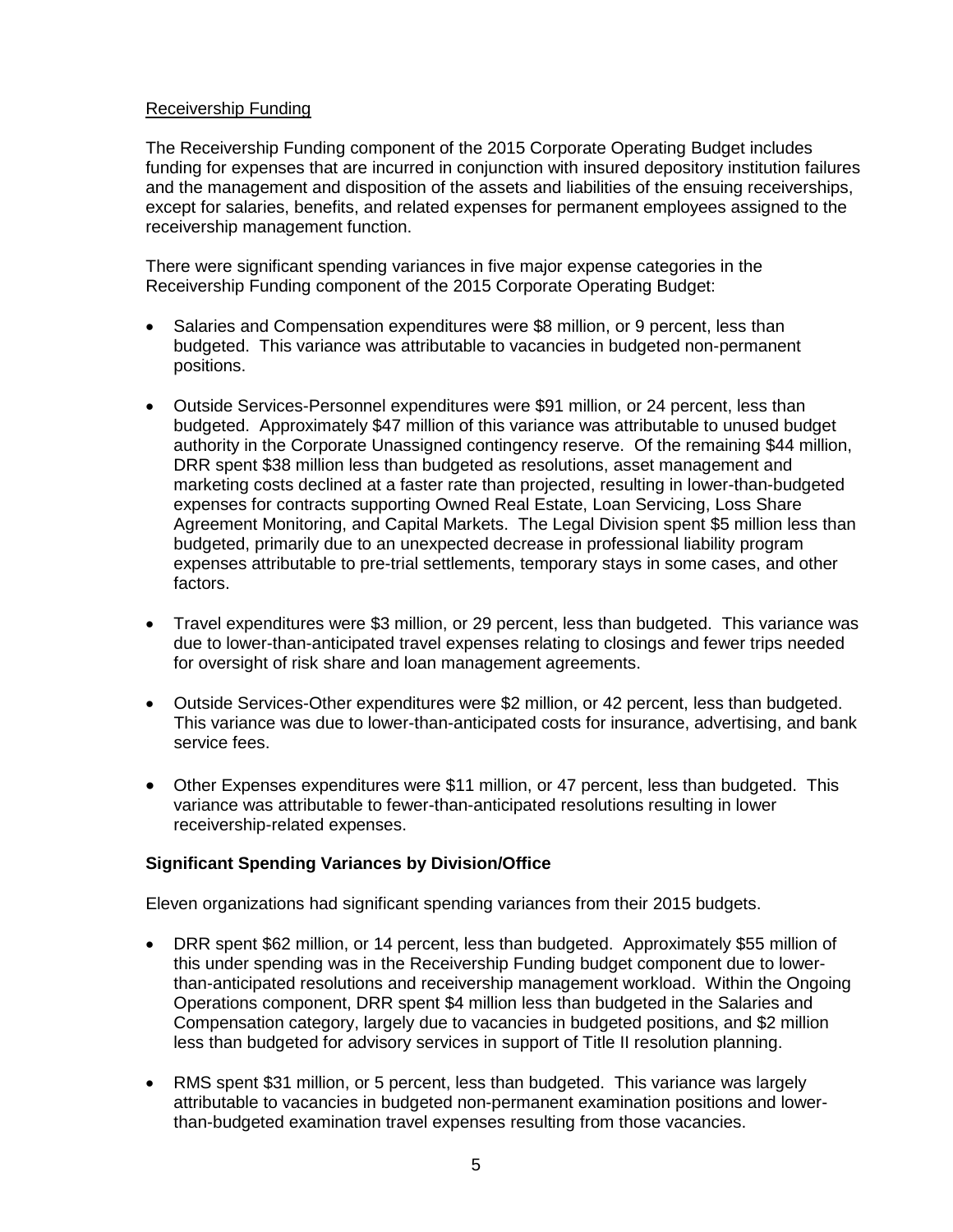Receivership Funding

The Receivership Funding component of the 2015 Corporate Operating Budget includes funding for expenses that are incurred in conjunction with insured depository institution failures and the management and disposition of the assets and liabilities of the ensuing receiverships, except for salaries, benefits, and related expenses for permanent employees assigned to the receivership management function.

There were significant spending variances in five major expense categories in the Receivership Funding component of the 2015 Corporate Operating Budget:

- Salaries and Compensation expenditures were $8 million, or 9 percent, less than budgeted. This variance was attributable to vacancies in budgeted non-permanent positions.
- Outside Services-Personnel expenditures were $91 million, or 24 percent, less than budgeted. Approximately $47 million of this variance was attributable to unused budget authority in the Corporate Unassigned contingency reserve. Of the remaining $44 million, DRR spent $38 million less than budgeted as resolutions, asset management and marketing costs declined at a faster rate than projected, resulting in lower-than-budgeted expenses for contracts supporting Owned Real Estate, Loan Servicing, Loss Share Agreement Monitoring, and Capital Markets. The Legal Division spent $5 million less than budgeted, primarily due to an unexpected decrease in professional liability program expenses attributable to pre-trial settlements, temporary stays in some cases, and other factors.
- Travel expenditures were $3 million, or 29 percent, less than budgeted. This variance was due to lower-than-anticipated travel expenses relating to closings and fewer trips needed for oversight of risk share and loan management agreements.
- Outside Services-Other expenditures were $2 million, or 42 percent, less than budgeted. This variance was due to lower-than-anticipated costs for insurance, advertising, and bank service fees.
- Other Expenses expenditures were $11 million, or 47 percent, less than budgeted. This variance was attributable to fewer-than-anticipated resolutions resulting in lower receivership-related expenses.

**Significant Spending Variances by Division/Office**

Eleven organizations had significant spending variances from their 2015 budgets.

- DRR spent $62 million, or 14 percent, less than budgeted. Approximately $55 million of this under spending was in the Receivership Funding budget component due to lower-than-anticipated resolutions and receivership management workload. Within the Ongoing Operations component, DRR spent $4 million less than budgeted in the Salaries and Compensation category, largely due to vacancies in budgeted positions, and $2 million less than budgeted for advisory services in support of Title II resolution planning.
- RMS spent $31 million, or 5 percent, less than budgeted. This variance was largely attributable to vacancies in budgeted non-permanent examination positions and lower-than-budgeted examination travel expenses resulting from those vacancies.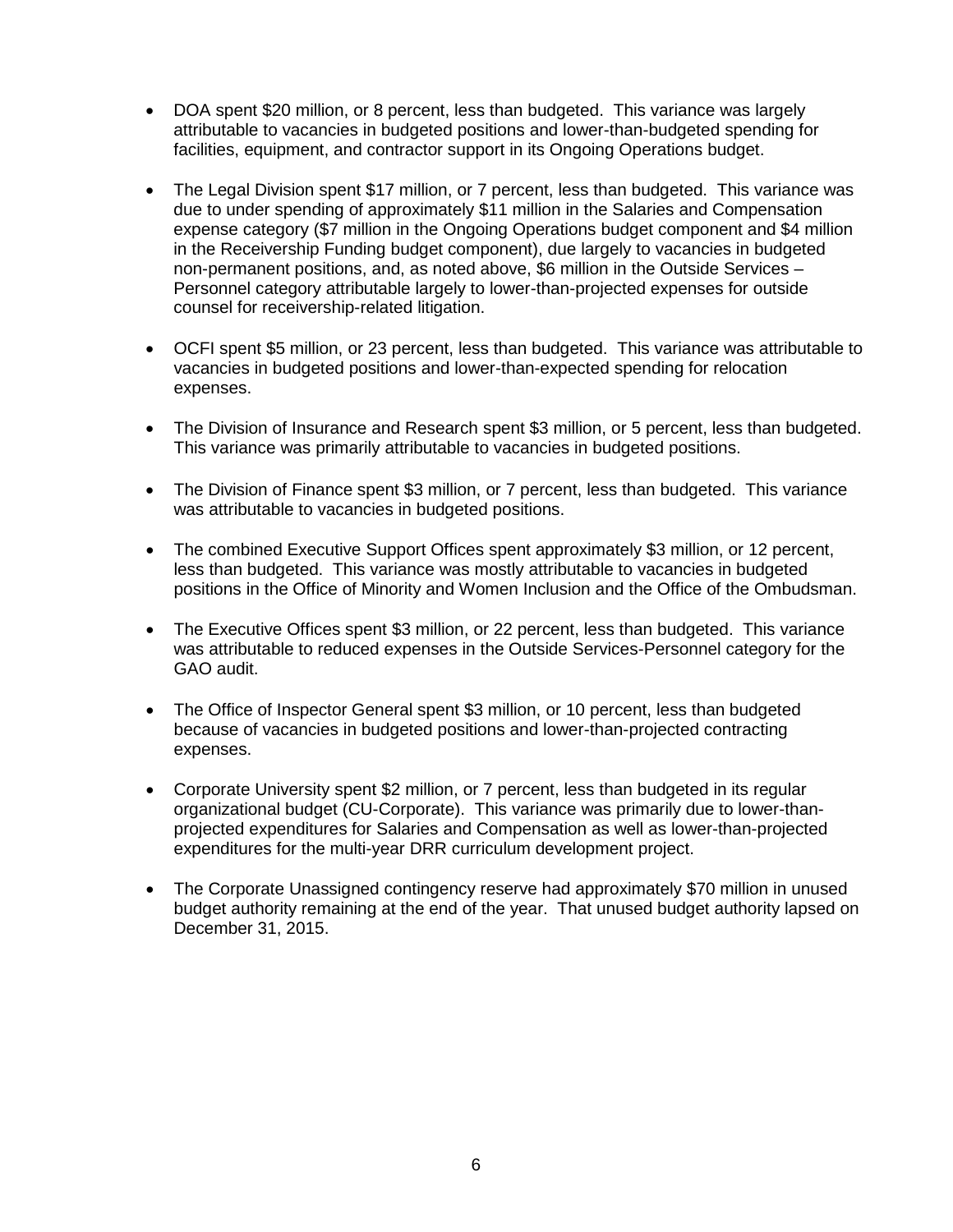- DOA spent $20 million, or 8 percent, less than budgeted. This variance was largely attributable to vacancies in budgeted positions and lower-than-budgeted spending for facilities, equipment, and contractor support in its Ongoing Operations budget.

- The Legal Division spent $17 million, or 7 percent, less than budgeted. This variance was due to under spending of approximately $11 million in the Salaries and Compensation expense category ($7 million in the Ongoing Operations budget component and $4 million in the Receivership Funding budget component), due largely to vacancies in budgeted non-permanent positions, and, as noted above, $6 million in the Outside Services – Personnel category attributable largely to lower-than-projected expenses for outside counsel for receivership-related litigation.

- OCFI spent $5 million, or 23 percent, less than budgeted. This variance was attributable to vacancies in budgeted positions and lower-than-expected spending for relocation expenses.

- The Division of Insurance and Research spent $3 million, or 5 percent, less than budgeted. This variance was primarily attributable to vacancies in budgeted positions.

- The Division of Finance spent $3 million, or 7 percent, less than budgeted. This variance was attributable to vacancies in budgeted positions.

- The combined Executive Support Offices spent approximately $3 million, or 12 percent, less than budgeted. This variance was mostly attributable to vacancies in budgeted positions in the Office of Minority and Women Inclusion and the Office of the Ombudsman.

- The Executive Offices spent $3 million, or 22 percent, less than budgeted. This variance was attributable to reduced expenses in the Outside Services-Personnel category for the GAO audit.

- The Office of Inspector General spent $3 million, or 10 percent, less than budgeted because of vacancies in budgeted positions and lower-than-projected contracting expenses.

- Corporate University spent $2 million, or 7 percent, less than budgeted in its regular organizational budget (CU-Corporate). This variance was primarily due to lower-than-projected expenditures for Salaries and Compensation as well as lower-than-projected expenditures for the multi-year DRR curriculum development project.

- The Corporate Unassigned contingency reserve had approximately $70 million in unused budget authority remaining at the end of the year. That unused budget authority lapsed on December 31, 2015.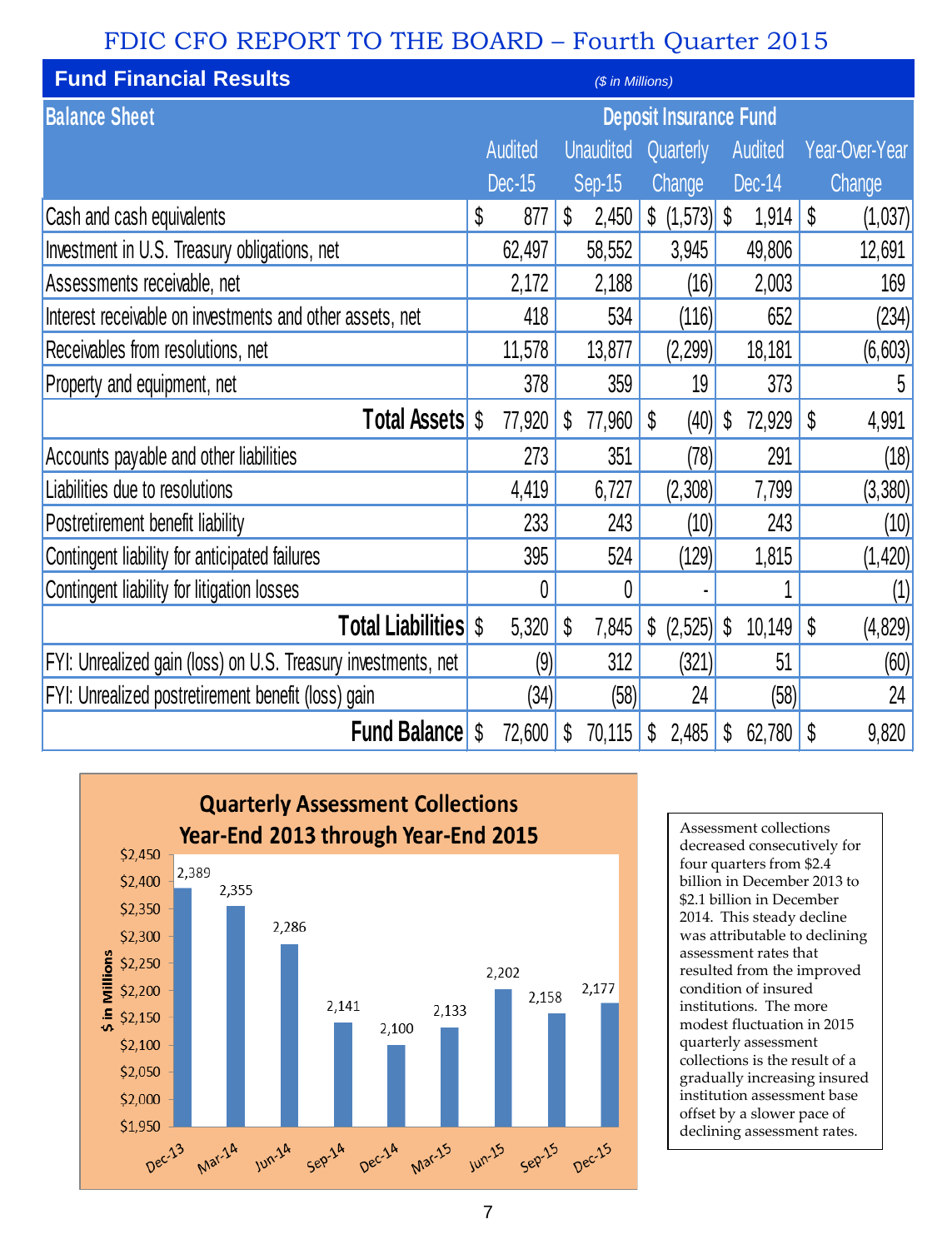# FDIC CFO REPORT TO THE BOARD – Fourth Quarter 2015

## Fund Financial Results

*($ in Millions)*

| Balance Sheet | Deposit Insurance Fund | | | | |
|---|---|---|---|---|---|
| | Audited Dec-15 | Unaudited Sep-15 | Quarterly Change | Audited Dec-14 | Year-Over-Year Change |
| Cash and cash equivalents | $ 877 | $ 2,450 | $ (1,573) | $ 1,914 | $ (1,037) |
| Investment in U.S. Treasury obligations, net | 62,497 | 58,552 | 3,945 | 49,806 | 12,691 |
| Assessments receivable, net | 2,172 | 2,188 | (16) | 2,003 | 169 |
| Interest receivable on investments and other assets, net | 418 | 534 | (116) | 652 | (234) |
| Receivables from resolutions, net | 11,578 | 13,877 | (2,299) | 18,181 | (6,603) |
| Property and equipment, net | 378 | 359 | 19 | 373 | 5 |
| **Total Assets** | $ 77,920 | $ 77,960 | $ (40) | $ 72,929 | $ 4,991 |
| Accounts payable and other liabilities | 273 | 351 | (78) | 291 | (18) |
| Liabilities due to resolutions | 4,419 | 6,727 | (2,308) | 7,799 | (3,380) |
| Postretirement benefit liability | 233 | 243 | (10) | 243 | (10) |
| Contingent liability for anticipated failures | 395 | 524 | (129) | 1,815 | (1,420) |
| Contingent liability for litigation losses | 0 | 0 | - | 1 | (1) |
| **Total Liabilities** | $ 5,320 | $ 7,845 | $ (2,525) | $ 10,149 | $ (4,829) |
| FYI: Unrealized gain (loss) on U.S. Treasury investments, net | (9) | 312 | (321) | 51 | (60) |
| FYI: Unrealized postretirement benefit (loss) gain | (34) | (58) | 24 | (58) | 24 |
| **Fund Balance** | $ 72,600 | $ 70,115 | $ 2,485 | $ 62,780 | $ 9,820 |

### Quarterly Assessment Collections Year-End 2013 through Year-End 2015

($ in Millions)

| Quarter | Dec-13 | Mar-14 | Jun-14 | Sep-14 | Dec-14 | Mar-15 | Jun-15 | Sep-15 | Dec-15 |
|---|---|---|---|---|---|---|---|---|---|
| Collections | 2,389 | 2,355 | 2,286 | 2,141 | 2,100 | 2,133 | 2,202 | 2,158 | 2,177 |

Assessment collections decreased consecutively for four quarters from $2.4 billion in December 2013 to $2.1 billion in December 2014. This steady decline was attributable to declining assessment rates that resulted from the improved condition of insured institutions. The more modest fluctuation in 2015 quarterly assessment collections is the result of a gradually increasing insured institution assessment base offset by a slower pace of declining assessment rates.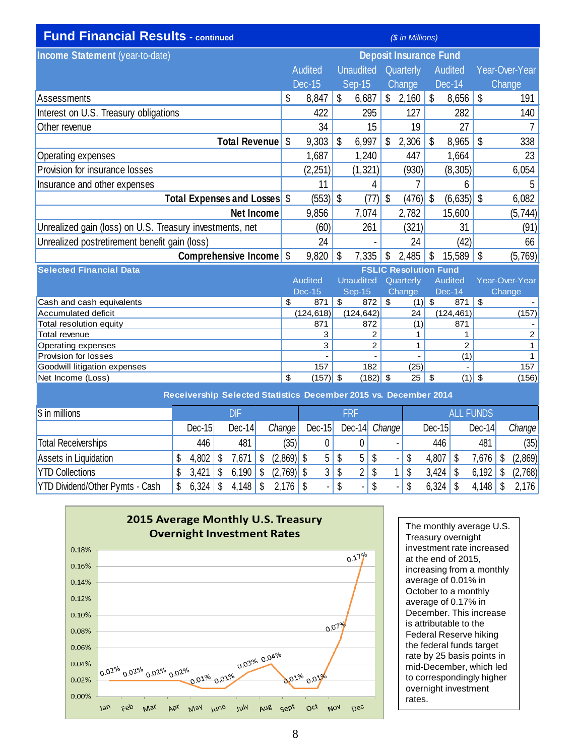## Fund Financial Results - continued

($ in Millions)

| Income Statement (year-to-date) | Deposit Insurance Fund | | | | |
|---|---|---|---|---|---|
| | Audited Dec-15 | Unaudited Sep-15 | Quarterly Change | Audited Dec-14 | Year-Over-Year Change |
| Assessments | $ 8,847 | $ 6,687 | $ 2,160 | $ 8,656 | $ 191 |
| Interest on U.S. Treasury obligations | 422 | 295 | 127 | 282 | 140 |
| Other revenue | 34 | 15 | 19 | 27 | 7 |
| **Total Revenue** | $ 9,303 | $ 6,997 | $ 2,306 | $ 8,965 | $ 338 |
| Operating expenses | 1,687 | 1,240 | 447 | 1,664 | 23 |
| Provision for insurance losses | (2,251) | (1,321) | (930) | (8,305) | 6,054 |
| Insurance and other expenses | 11 | 4 | 7 | 6 | 5 |
| **Total Expenses and Losses** | $ (553) | $ (77) | $ (476) | $ (6,635) | $ 6,082 |
| **Net Income** | 9,856 | 7,074 | 2,782 | 15,600 | (5,744) |
| Unrealized gain (loss) on U.S. Treasury investments, net | (60) | 261 | (321) | 31 | (91) |
| Unrealized postretirement benefit gain (loss) | 24 | - | 24 | (42) | 66 |
| **Comprehensive Income** | $ 9,820 | $ 7,335 | $ 2,485 | $ 15,589 | $ (5,769) |

| Selected Financial Data | FSLIC Resolution Fund | | | | |
|---|---|---|---|---|---|
| | Audited Dec-15 | Unaudited Sep-15 | Quarterly Change | Audited Dec-14 | Year-Over-Year Change |
| Cash and cash equivalents | $ 871 | $ 872 | $ (1) | $ 871 | $ - |
| Accumulated deficit | (124,618) | (124,642) | 24 | (124,461) | (157) |
| Total resolution equity | 871 | 872 | (1) | 871 | - |
| Total revenue | 3 | 2 | 1 | 1 | 2 |
| Operating expenses | 3 | 2 | 1 | 2 | 1 |
| Provision for losses | - | - | - | (1) | 1 |
| Goodwill litigation expenses | 157 | 182 | (25) | - | 157 |
| Net Income (Loss) | $ (157) | $ (182) | $ 25 | $ (1) | $ (156) |

### Receivership Selected Statistics December 2015 vs. December 2014

| $ in millions | DIF | | | FRF | | | ALL FUNDS | | |
|---|---|---|---|---|---|---|---|---|---|
| | Dec-15 | Dec-14 | *Change* | Dec-15 | Dec-14 | *Change* | Dec-15 | Dec-14 | *Change* |
| Total Receiverships | 446 | 481 | (35) | 0 | 0 | - | 446 | 481 | (35) |
| Assets in Liquidation | $ 4,802 | $ 7,671 | $ (2,869) | $ 5 | $ 5 | $ - | $ 4,807 | $ 7,676 | $ (2,869) |
| YTD Collections | $ 3,421 | $ 6,190 | $ (2,769) | $ 3 | $ 2 | $ 1 | $ 3,424 | $ 6,192 | $ (2,768) |
| YTD Dividend/Other Pymts - Cash | $ 6,324 | $ 4,148 | $ 2,176 | $ - | $ - | $ - | $ 6,324 | $ 4,148 | $ 2,176 |

**2015 Average Monthly U.S. Treasury Overnight Investment Rates**

| Month | Rate |
|---|---|
| Jan | 0.02% |
| Feb | 0.02% |
| Mar | 0.02% |
| Apr | 0.02% |
| May | 0.01% |
| June | 0.01% |
| July | 0.03% |
| Aug | 0.04% |
| Sept | 0.01% |
| Oct | 0.01% |
| Nov | 0.07% |
| Dec | 0.17% |

The monthly average U.S. Treasury overnight investment rate increased at the end of 2015, increasing from a monthly average of 0.01% in October to a monthly average of 0.17% in December. This increase is attributable to the Federal Reserve hiking the federal funds target rate by 25 basis points in mid-December, which led to correspondingly higher overnight investment rates.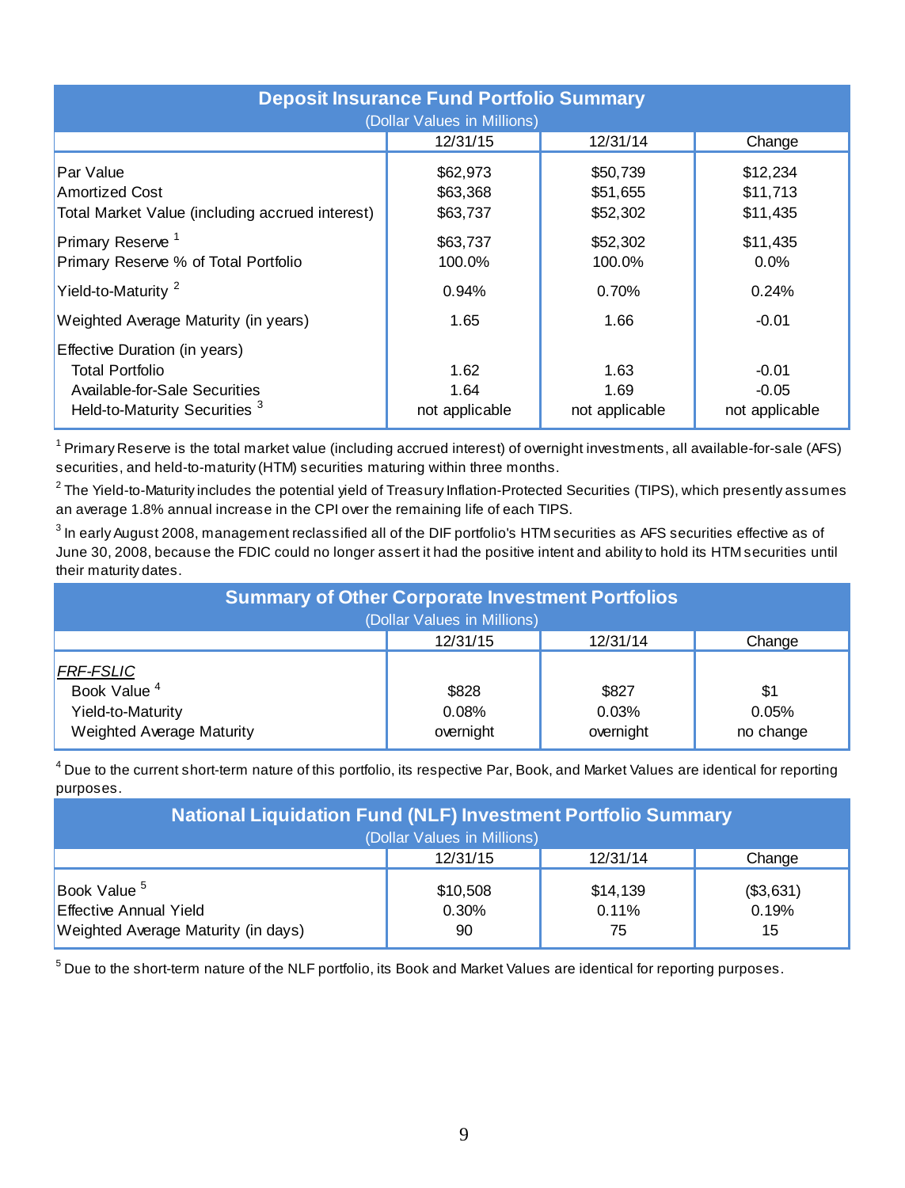## Deposit Insurance Fund Portfolio Summary

(Dollar Values in Millions)

| | 12/31/15 | 12/31/14 | Change |
|---|---|---|---|
| Par Value | $62,973 | $50,739 | $12,234 |
| Amortized Cost | $63,368 | $51,655 | $11,713 |
| Total Market Value (including accrued interest) | $63,737 | $52,302 | $11,435 |
| Primary Reserve [1] | $63,737 | $52,302 | $11,435 |
| Primary Reserve % of Total Portfolio | 100.0% | 100.0% | 0.0% |
| Yield-to-Maturity [2] | 0.94% | 0.70% | 0.24% |
| Weighted Average Maturity (in years) | 1.65 | 1.66 | -0.01 |
| Effective Duration (in years) | | | |
| Total Portfolio | 1.62 | 1.63 | -0.01 |
| Available-for-Sale Securities | 1.64 | 1.69 | -0.05 |
| Held-to-Maturity Securities [3] | not applicable | not applicable | not applicable |

[1] Primary Reserve is the total market value (including accrued interest) of overnight investments, all available-for-sale (AFS) securities, and held-to-maturity (HTM) securities maturing within three months.

[2] The Yield-to-Maturity includes the potential yield of Treasury Inflation-Protected Securities (TIPS), which presently assumes an average 1.8% annual increase in the CPI over the remaining life of each TIPS.

[3] In early August 2008, management reclassified all of the DIF portfolio's HTM securities as AFS securities effective as of June 30, 2008, because the FDIC could no longer assert it had the positive intent and ability to hold its HTM securities until their maturity dates.

## Summary of Other Corporate Investment Portfolios

(Dollar Values in Millions)

| | 12/31/15 | 12/31/14 | Change |
|---|---|---|---|
| *FRF-FSLIC* | | | |
| Book Value [4] | $828 | $827 | $1 |
| Yield-to-Maturity | 0.08% | 0.03% | 0.05% |
| Weighted Average Maturity | overnight | overnight | no change |

[4] Due to the current short-term nature of this portfolio, its respective Par, Book, and Market Values are identical for reporting purposes.

## National Liquidation Fund (NLF) Investment Portfolio Summary

(Dollar Values in Millions)

| | 12/31/15 | 12/31/14 | Change |
|---|---|---|---|
| Book Value [5] | $10,508 | $14,139 | ($3,631) |
| Effective Annual Yield | 0.30% | 0.11% | 0.19% |
| Weighted Average Maturity (in days) | 90 | 75 | 15 |

[5] Due to the short-term nature of the NLF portfolio, its Book and Market Values are identical for reporting purposes.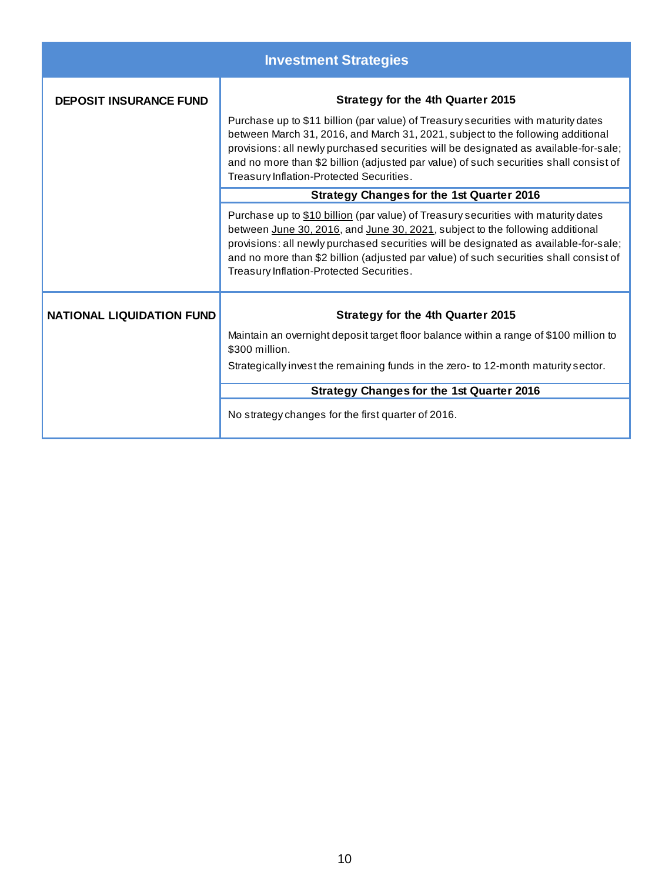## Investment Strategies

| | |
|---|---|
| **DEPOSIT INSURANCE FUND** | **Strategy for the 4th Quarter 2015**<br><br>Purchase up to $11 billion (par value) of Treasury securities with maturity dates between March 31, 2016, and March 31, 2021, subject to the following additional provisions: all newly purchased securities will be designated as available-for-sale; and no more than $2 billion (adjusted par value) of such securities shall consist of Treasury Inflation-Protected Securities.<br><br>**Strategy Changes for the 1st Quarter 2016**<br><br>Purchase up to <u>$10 billion</u> (par value) of Treasury securities with maturity dates between <u>June 30, 2016</u>, and <u>June 30, 2021</u>, subject to the following additional provisions: all newly purchased securities will be designated as available-for-sale; and no more than $2 billion (adjusted par value) of such securities shall consist of Treasury Inflation-Protected Securities. |
| **NATIONAL LIQUIDATION FUND** | **Strategy for the 4th Quarter 2015**<br><br>Maintain an overnight deposit target floor balance within a range of $100 million to $300 million.<br><br>Strategically invest the remaining funds in the zero- to 12-month maturity sector.<br><br>**Strategy Changes for the 1st Quarter 2016**<br><br>No strategy changes for the first quarter of 2016. |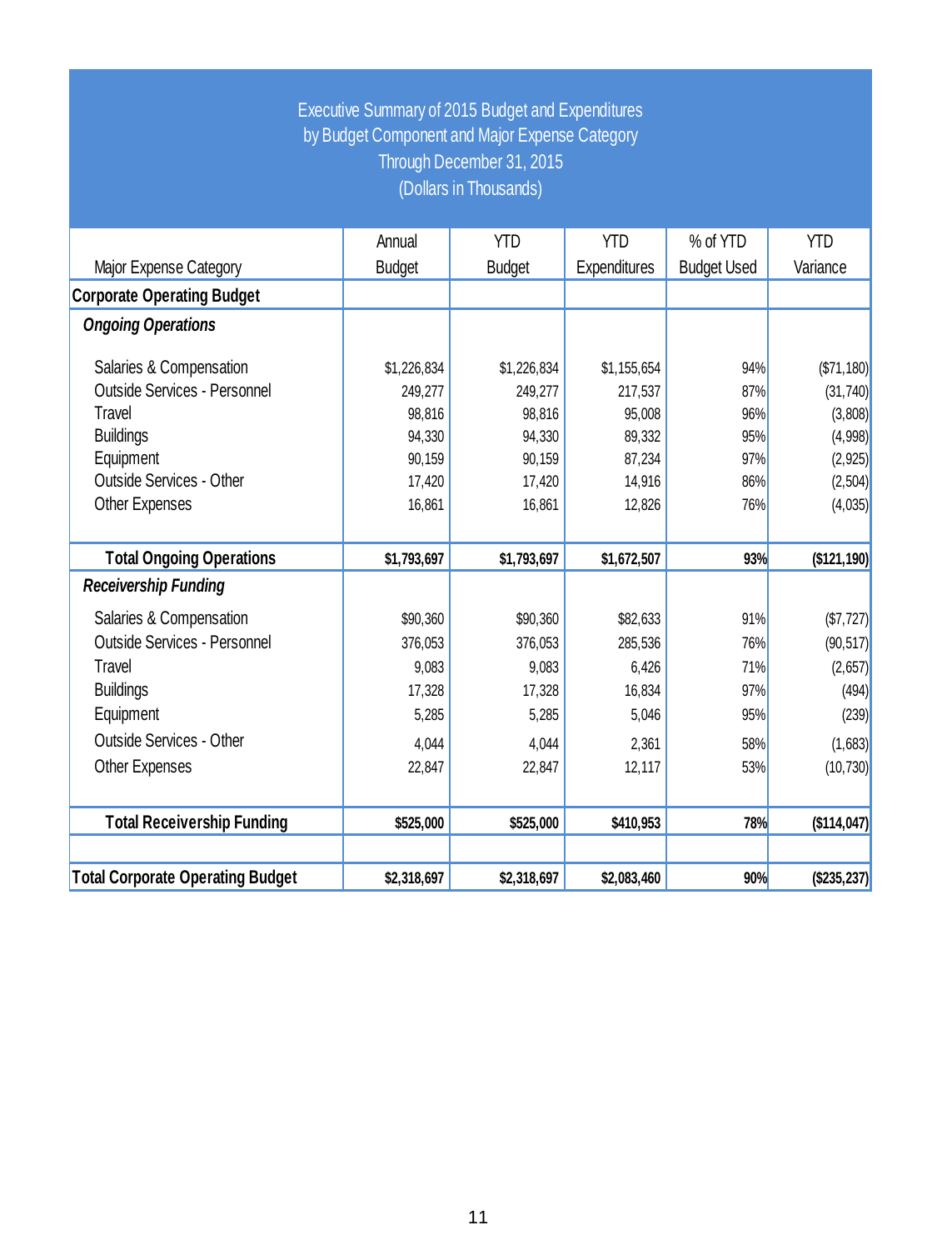# Executive Summary of 2015 Budget and Expenditures
## by Budget Component and Major Expense Category
### Through December 31, 2015
### (Dollars in Thousands)

| Major Expense Category | Annual Budget | YTD Budget | YTD Expenditures | % of YTD Budget Used | YTD Variance |
|---|---|---|---|---|---|
| **Corporate Operating Budget** | | | | | |
| ***Ongoing Operations*** | | | | | |
| Salaries & Compensation | $1,226,834 | $1,226,834 | $1,155,654 | 94% | ($71,180) |
| Outside Services - Personnel | 249,277 | 249,277 | 217,537 | 87% | (31,740) |
| Travel | 98,816 | 98,816 | 95,008 | 96% | (3,808) |
| Buildings | 94,330 | 94,330 | 89,332 | 95% | (4,998) |
| Equipment | 90,159 | 90,159 | 87,234 | 97% | (2,925) |
| Outside Services - Other | 17,420 | 17,420 | 14,916 | 86% | (2,504) |
| Other Expenses | 16,861 | 16,861 | 12,826 | 76% | (4,035) |
| **Total Ongoing Operations** | **$1,793,697** | **$1,793,697** | **$1,672,507** | **93%** | **($121,190)** |
| ***Receivership Funding*** | | | | | |
| Salaries & Compensation | $90,360 | $90,360 | $82,633 | 91% | ($7,727) |
| Outside Services - Personnel | 376,053 | 376,053 | 285,536 | 76% | (90,517) |
| Travel | 9,083 | 9,083 | 6,426 | 71% | (2,657) |
| Buildings | 17,328 | 17,328 | 16,834 | 97% | (494) |
| Equipment | 5,285 | 5,285 | 5,046 | 95% | (239) |
| Outside Services - Other | 4,044 | 4,044 | 2,361 | 58% | (1,683) |
| Other Expenses | 22,847 | 22,847 | 12,117 | 53% | (10,730) |
| **Total Receivership Funding** | **$525,000** | **$525,000** | **$410,953** | **78%** | **($114,047)** |
| | | | | | |
| **Total Corporate Operating Budget** | **$2,318,697** | **$2,318,697** | **$2,083,460** | **90%** | **($235,237)** |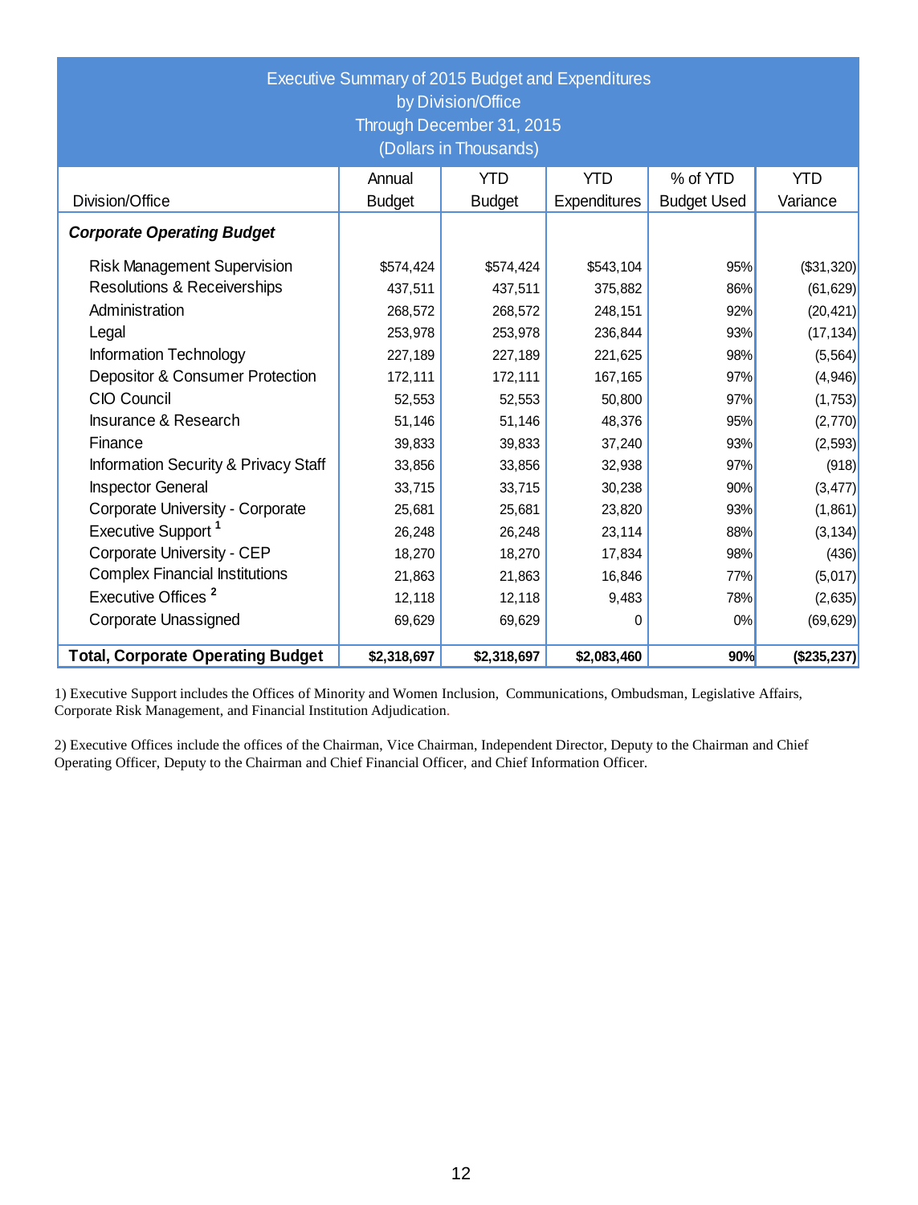## Executive Summary of 2015 Budget and Expenditures by Division/Office Through December 31, 2015 (Dollars in Thousands)

| Division/Office | Annual Budget | YTD Budget | YTD Expenditures | % of YTD Budget Used | YTD Variance |
|---|---|---|---|---|---|
| ***Corporate Operating Budget*** | | | | | |
| Risk Management Supervision | $574,424 | $574,424 | $543,104 | 95% | ($31,320) |
| Resolutions & Receiverships | 437,511 | 437,511 | 375,882 | 86% | (61,629) |
| Administration | 268,572 | 268,572 | 248,151 | 92% | (20,421) |
| Legal | 253,978 | 253,978 | 236,844 | 93% | (17,134) |
| Information Technology | 227,189 | 227,189 | 221,625 | 98% | (5,564) |
| Depositor & Consumer Protection | 172,111 | 172,111 | 167,165 | 97% | (4,946) |
| CIO Council | 52,553 | 52,553 | 50,800 | 97% | (1,753) |
| Insurance & Research | 51,146 | 51,146 | 48,376 | 95% | (2,770) |
| Finance | 39,833 | 39,833 | 37,240 | 93% | (2,593) |
| Information Security & Privacy Staff | 33,856 | 33,856 | 32,938 | 97% | (918) |
| Inspector General | 33,715 | 33,715 | 30,238 | 90% | (3,477) |
| Corporate University - Corporate | 25,681 | 25,681 | 23,820 | 93% | (1,861) |
| Executive Support [1] | 26,248 | 26,248 | 23,114 | 88% | (3,134) |
| Corporate University - CEP | 18,270 | 18,270 | 17,834 | 98% | (436) |
| Complex Financial Institutions | 21,863 | 21,863 | 16,846 | 77% | (5,017) |
| Executive Offices [2] | 12,118 | 12,118 | 9,483 | 78% | (2,635) |
| Corporate Unassigned | 69,629 | 69,629 | 0 | 0% | (69,629) |
| **Total, Corporate Operating Budget** | **$2,318,697** | **$2,318,697** | **$2,083,460** | **90%** | **($235,237)** |

1) Executive Support includes the Offices of Minority and Women Inclusion, Communications, Ombudsman, Legislative Affairs, Corporate Risk Management, and Financial Institution Adjudication.

2) Executive Offices include the offices of the Chairman, Vice Chairman, Independent Director, Deputy to the Chairman and Chief Operating Officer, Deputy to the Chairman and Chief Financial Officer, and Chief Information Officer.